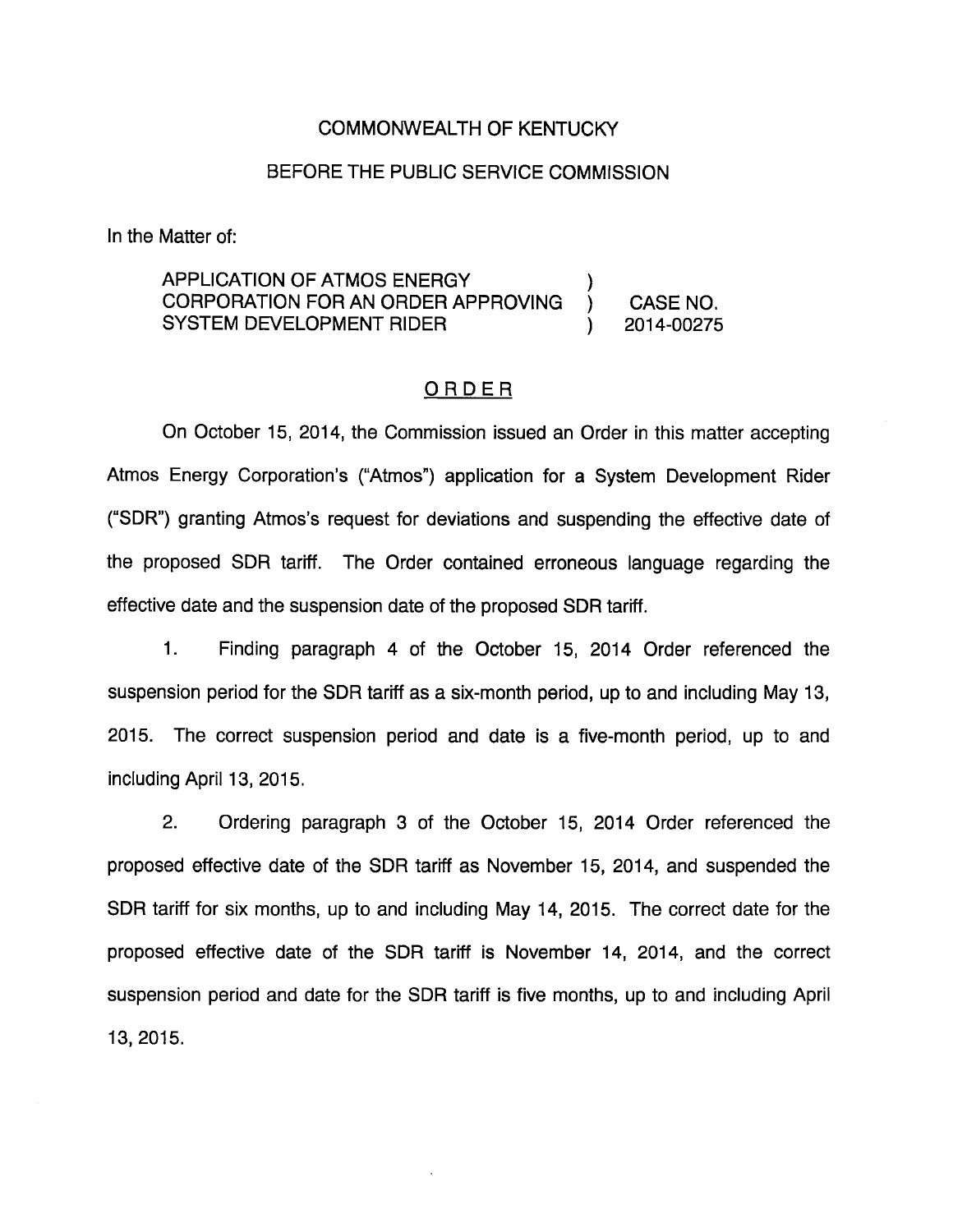COMMONWEALTH OF KENTUCKY

BEFORE THE PUBLIC SERVICE COMMISSION

In the Matter of:

| | | |
|---|---|---|
| APPLICATION OF ATMOS ENERGY CORPORATION FOR AN ORDER APPROVING SYSTEM DEVELOPMENT RIDER | ) ) ) | CASE NO. 2014-00275 |

## ORDER

On October 15, 2014, the Commission issued an Order in this matter accepting Atmos Energy Corporation's ("Atmos") application for a System Development Rider ("SDR") granting Atmos's request for deviations and suspending the effective date of the proposed SDR tariff. The Order contained erroneous language regarding the effective date and the suspension date of the proposed SDR tariff.

1. Finding paragraph 4 of the October 15, 2014 Order referenced the suspension period for the SDR tariff as a six-month period, up to and including May 13, 2015. The correct suspension period and date is a five-month period, up to and including April 13, 2015.

2. Ordering paragraph 3 of the October 15, 2014 Order referenced the proposed effective date of the SDR tariff as November 15, 2014, and suspended the SDR tariff for six months, up to and including May 14, 2015. The correct date for the proposed effective date of the SDR tariff is November 14, 2014, and the correct suspension period and date for the SDR tariff is five months, up to and including April 13, 2015.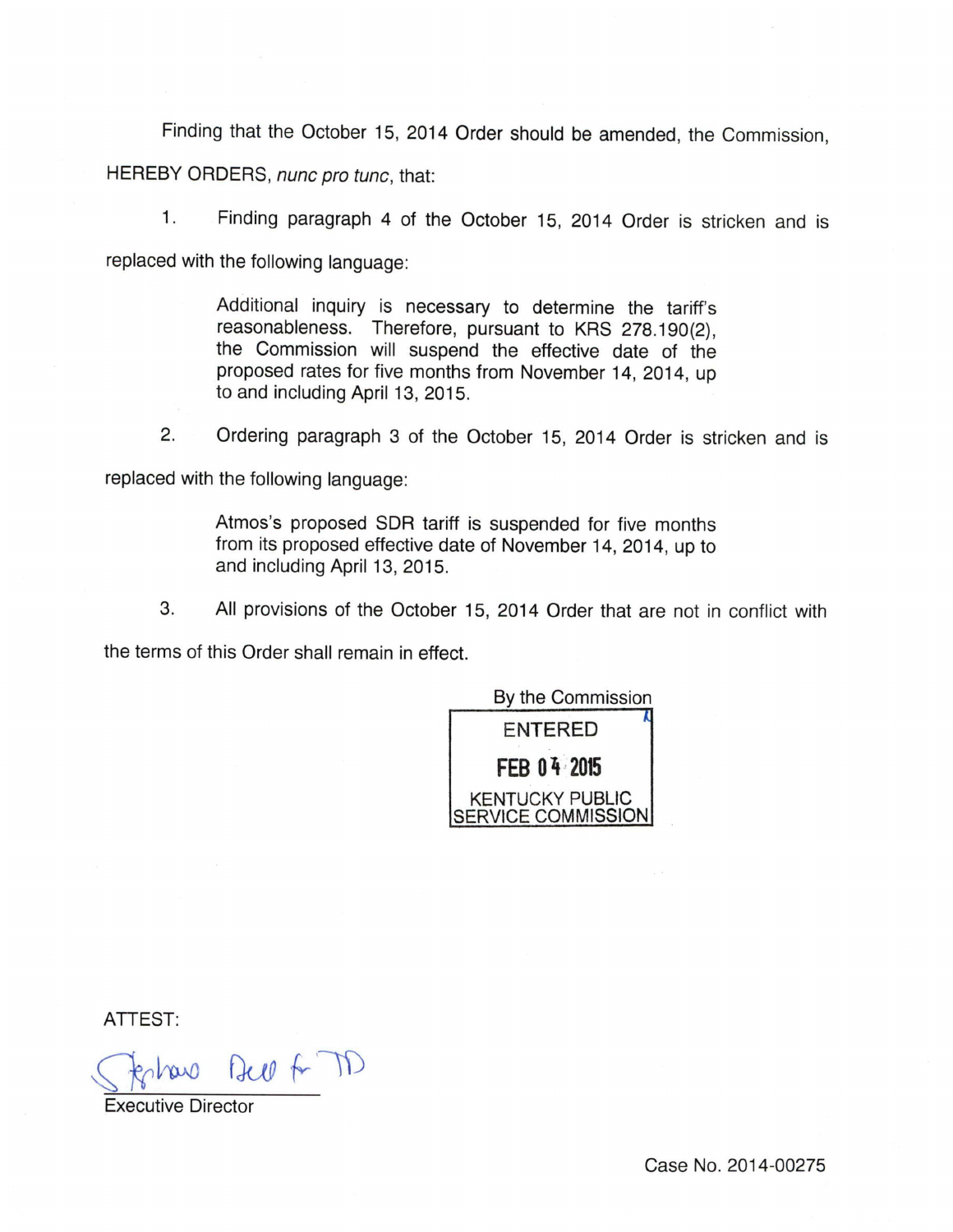Finding that the October 15, 2014 Order should be amended, the Commission, HEREBY ORDERS, *nunc pro tunc*, that:

1. Finding paragraph 4 of the October 15, 2014 Order is stricken and is replaced with the following language:

> Additional inquiry is necessary to determine the tariff's reasonableness. Therefore, pursuant to KRS 278.190(2), the Commission will suspend the effective date of the proposed rates for five months from November 14, 2014, up to and including April 13, 2015.

2. Ordering paragraph 3 of the October 15, 2014 Order is stricken and is replaced with the following language:

> Atmos's proposed SDR tariff is suspended for five months from its proposed effective date of November 14, 2014, up to and including April 13, 2015.

3. All provisions of the October 15, 2014 Order that are not in conflict with the terms of this Order shall remain in effect.

By the Commission

ENTERED

FEB 04 2015

KENTUCKY PUBLIC SERVICE COMMISSION

ATTEST:

Stephanie Bell for JD

Executive Director

Case No. 2014-00275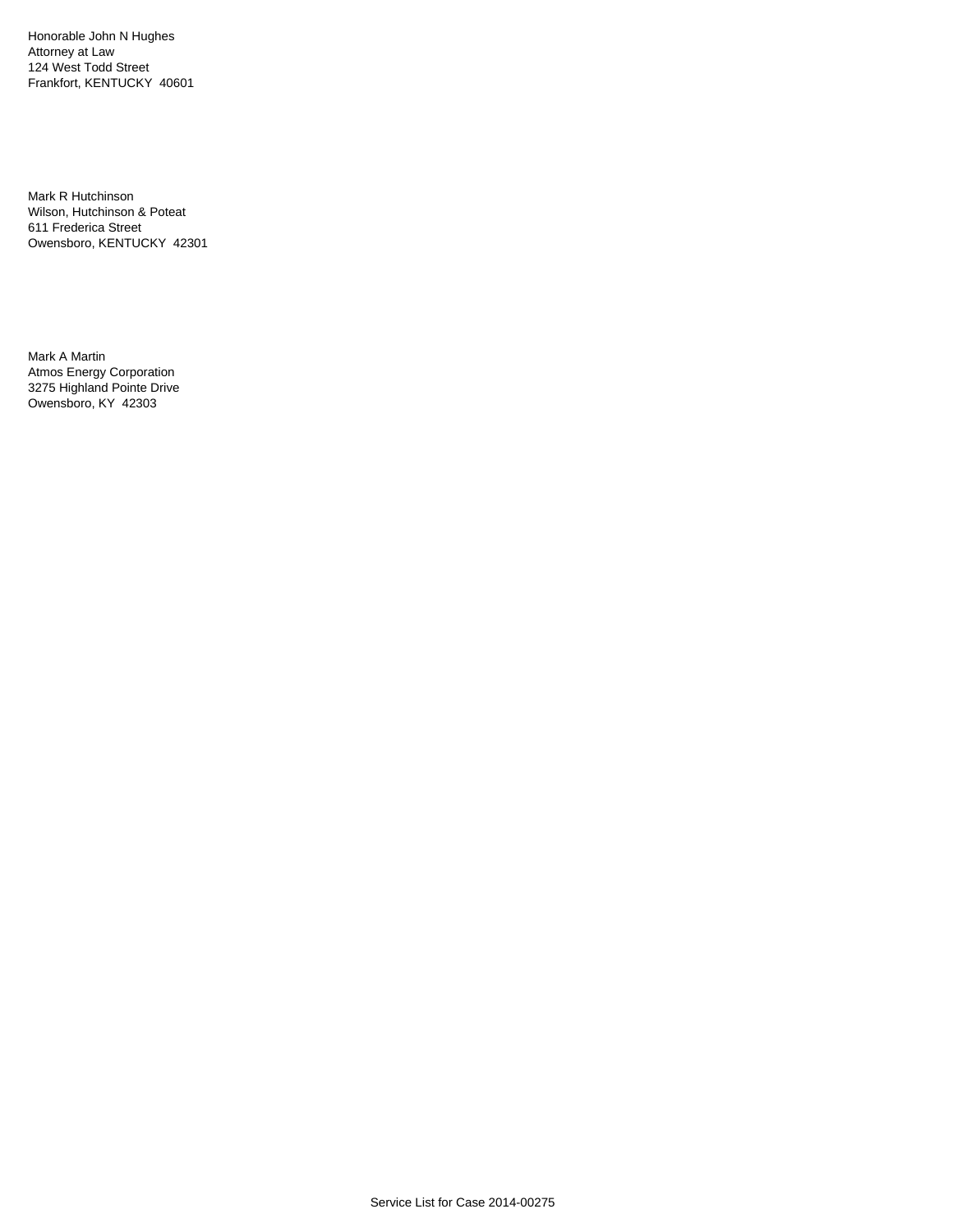Honorable John N Hughes
Attorney at Law
124 West Todd Street
Frankfort, KENTUCKY  40601

Mark R Hutchinson
Wilson, Hutchinson & Poteat
611 Frederica Street
Owensboro, KENTUCKY  42301

Mark A Martin
Atmos Energy Corporation
3275 Highland Pointe Drive
Owensboro, KY  42303